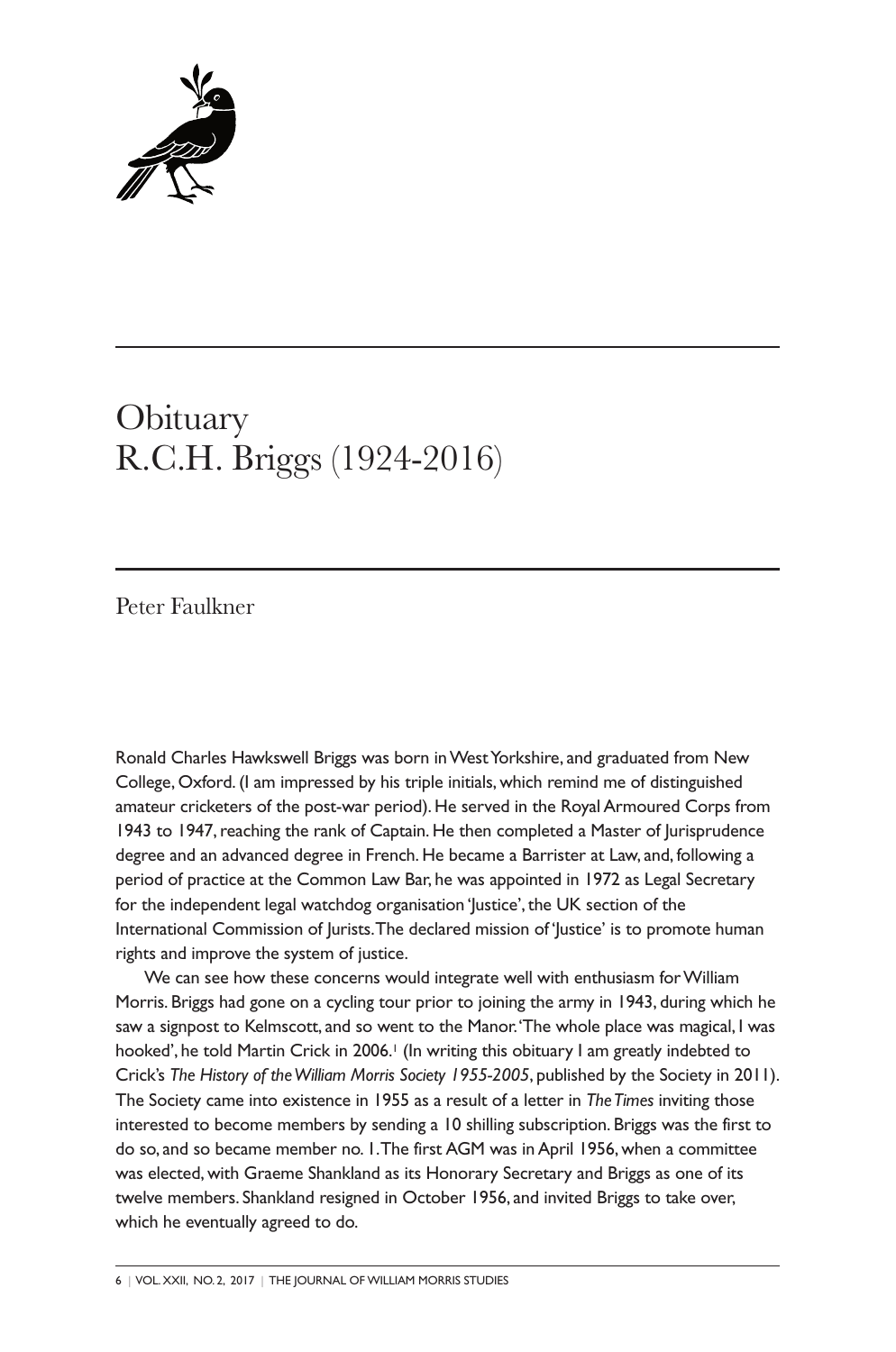# Obituary
# R.C.H. Briggs (1924-2016)

Peter Faulkner

Ronald Charles Hawkswell Briggs was born in West Yorkshire, and graduated from New College, Oxford. (I am impressed by his triple initials, which remind me of distinguished amateur cricketers of the post-war period). He served in the Royal Armoured Corps from 1943 to 1947, reaching the rank of Captain. He then completed a Master of Jurisprudence degree and an advanced degree in French. He became a Barrister at Law, and, following a period of practice at the Common Law Bar, he was appointed in 1972 as Legal Secretary for the independent legal watchdog organisation 'Justice', the UK section of the International Commission of Jurists. The declared mission of 'Justice' is to promote human rights and improve the system of justice.

We can see how these concerns would integrate well with enthusiasm for William Morris. Briggs had gone on a cycling tour prior to joining the army in 1943, during which he saw a signpost to Kelmscott, and so went to the Manor. 'The whole place was magical, I was hooked', he told Martin Crick in 2006.[1] (In writing this obituary I am greatly indebted to Crick's *The History of the William Morris Society 1955-2005*, published by the Society in 2011). The Society came into existence in 1955 as a result of a letter in *The Times* inviting those interested to become members by sending a 10 shilling subscription. Briggs was the first to do so, and so became member no. 1. The first AGM was in April 1956, when a committee was elected, with Graeme Shankland as its Honorary Secretary and Briggs as one of its twelve members. Shankland resigned in October 1956, and invited Briggs to take over, which he eventually agreed to do.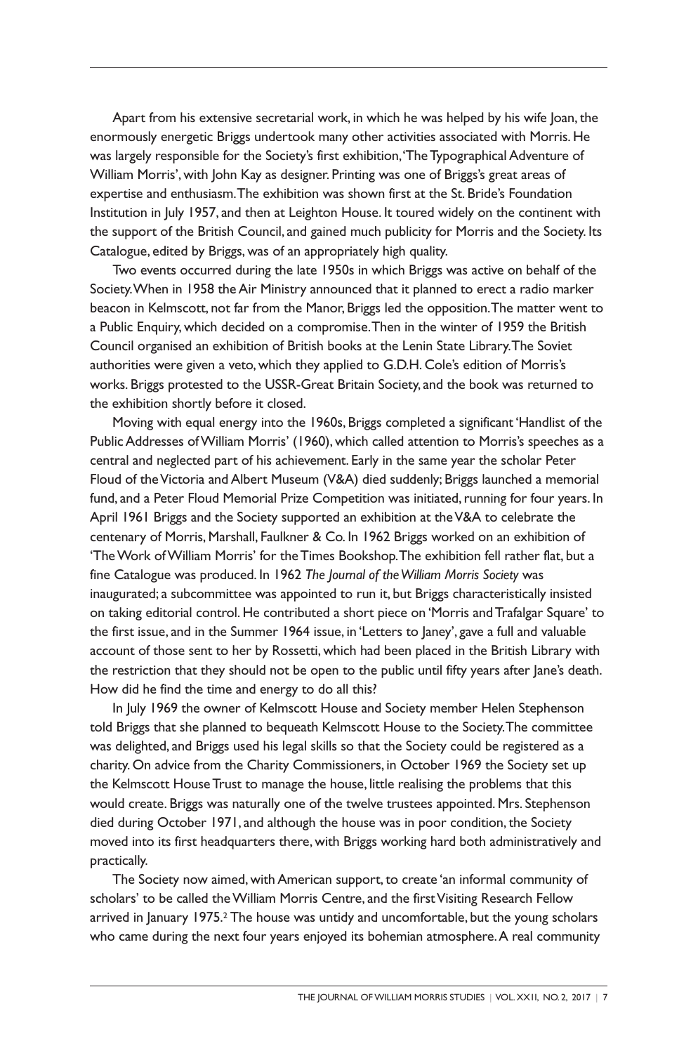Apart from his extensive secretarial work, in which he was helped by his wife Joan, the enormously energetic Briggs undertook many other activities associated with Morris. He was largely responsible for the Society's first exhibition, 'The Typographical Adventure of William Morris', with John Kay as designer. Printing was one of Briggs's great areas of expertise and enthusiasm. The exhibition was shown first at the St. Bride's Foundation Institution in July 1957, and then at Leighton House. It toured widely on the continent with the support of the British Council, and gained much publicity for Morris and the Society. Its Catalogue, edited by Briggs, was of an appropriately high quality.

Two events occurred during the late 1950s in which Briggs was active on behalf of the Society. When in 1958 the Air Ministry announced that it planned to erect a radio marker beacon in Kelmscott, not far from the Manor, Briggs led the opposition. The matter went to a Public Enquiry, which decided on a compromise. Then in the winter of 1959 the British Council organised an exhibition of British books at the Lenin State Library. The Soviet authorities were given a veto, which they applied to G.D.H. Cole's edition of Morris's works. Briggs protested to the USSR-Great Britain Society, and the book was returned to the exhibition shortly before it closed.

Moving with equal energy into the 1960s, Briggs completed a significant 'Handlist of the Public Addresses of William Morris' (1960), which called attention to Morris's speeches as a central and neglected part of his achievement. Early in the same year the scholar Peter Floud of the Victoria and Albert Museum (V&A) died suddenly; Briggs launched a memorial fund, and a Peter Floud Memorial Prize Competition was initiated, running for four years. In April 1961 Briggs and the Society supported an exhibition at the V&A to celebrate the centenary of Morris, Marshall, Faulkner & Co. In 1962 Briggs worked on an exhibition of 'The Work of William Morris' for the Times Bookshop. The exhibition fell rather flat, but a fine Catalogue was produced. In 1962 *The Journal of the William Morris Society* was inaugurated; a subcommittee was appointed to run it, but Briggs characteristically insisted on taking editorial control. He contributed a short piece on 'Morris and Trafalgar Square' to the first issue, and in the Summer 1964 issue, in 'Letters to Janey', gave a full and valuable account of those sent to her by Rossetti, which had been placed in the British Library with the restriction that they should not be open to the public until fifty years after Jane's death. How did he find the time and energy to do all this?

In July 1969 the owner of Kelmscott House and Society member Helen Stephenson told Briggs that she planned to bequeath Kelmscott House to the Society. The committee was delighted, and Briggs used his legal skills so that the Society could be registered as a charity. On advice from the Charity Commissioners, in October 1969 the Society set up the Kelmscott House Trust to manage the house, little realising the problems that this would create. Briggs was naturally one of the twelve trustees appointed. Mrs. Stephenson died during October 1971, and although the house was in poor condition, the Society moved into its first headquarters there, with Briggs working hard both administratively and practically.

The Society now aimed, with American support, to create 'an informal community of scholars' to be called the William Morris Centre, and the first Visiting Research Fellow arrived in January 1975.[2] The house was untidy and uncomfortable, but the young scholars who came during the next four years enjoyed its bohemian atmosphere. A real community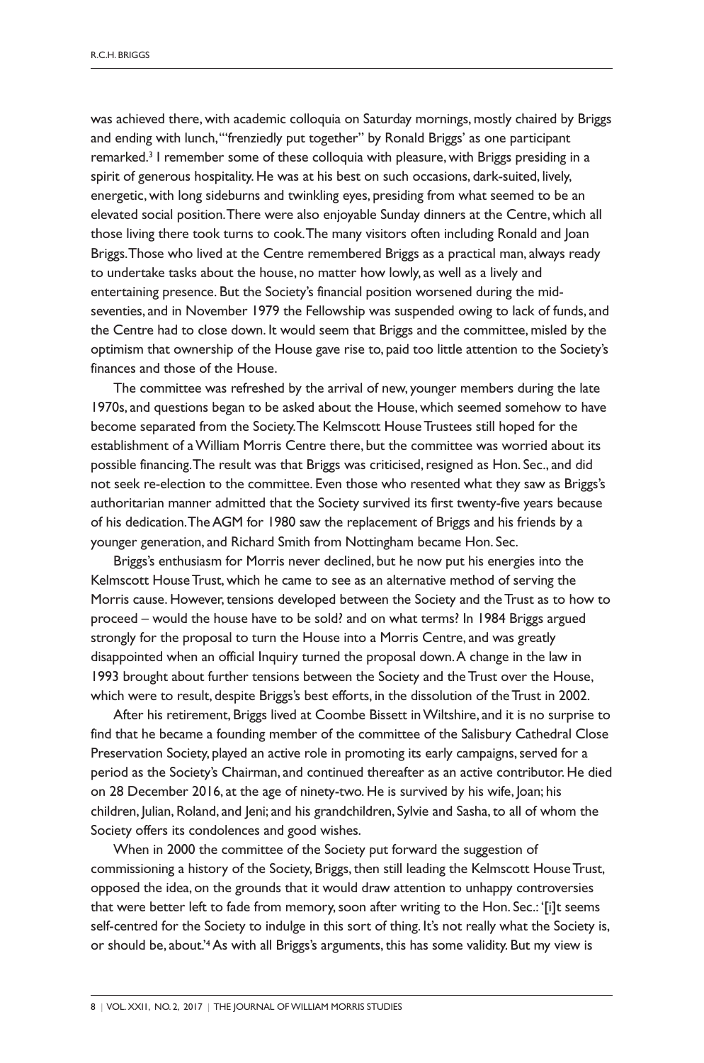was achieved there, with academic colloquia on Saturday mornings, mostly chaired by Briggs and ending with lunch, '"frenziedly put together" by Ronald Briggs' as one participant remarked.[3] I remember some of these colloquia with pleasure, with Briggs presiding in a spirit of generous hospitality. He was at his best on such occasions, dark-suited, lively, energetic, with long sideburns and twinkling eyes, presiding from what seemed to be an elevated social position. There were also enjoyable Sunday dinners at the Centre, which all those living there took turns to cook. The many visitors often including Ronald and Joan Briggs. Those who lived at the Centre remembered Briggs as a practical man, always ready to undertake tasks about the house, no matter how lowly, as well as a lively and entertaining presence. But the Society's financial position worsened during the mid-seventies, and in November 1979 the Fellowship was suspended owing to lack of funds, and the Centre had to close down. It would seem that Briggs and the committee, misled by the optimism that ownership of the House gave rise to, paid too little attention to the Society's finances and those of the House.

The committee was refreshed by the arrival of new, younger members during the late 1970s, and questions began to be asked about the House, which seemed somehow to have become separated from the Society. The Kelmscott House Trustees still hoped for the establishment of a William Morris Centre there, but the committee was worried about its possible financing. The result was that Briggs was criticised, resigned as Hon. Sec., and did not seek re-election to the committee. Even those who resented what they saw as Briggs's authoritarian manner admitted that the Society survived its first twenty-five years because of his dedication. The AGM for 1980 saw the replacement of Briggs and his friends by a younger generation, and Richard Smith from Nottingham became Hon. Sec.

Briggs's enthusiasm for Morris never declined, but he now put his energies into the Kelmscott House Trust, which he came to see as an alternative method of serving the Morris cause. However, tensions developed between the Society and the Trust as to how to proceed – would the house have to be sold? and on what terms? In 1984 Briggs argued strongly for the proposal to turn the House into a Morris Centre, and was greatly disappointed when an official Inquiry turned the proposal down. A change in the law in 1993 brought about further tensions between the Society and the Trust over the House, which were to result, despite Briggs's best efforts, in the dissolution of the Trust in 2002.

After his retirement, Briggs lived at Coombe Bissett in Wiltshire, and it is no surprise to find that he became a founding member of the committee of the Salisbury Cathedral Close Preservation Society, played an active role in promoting its early campaigns, served for a period as the Society's Chairman, and continued thereafter as an active contributor. He died on 28 December 2016, at the age of ninety-two. He is survived by his wife, Joan; his children, Julian, Roland, and Jeni; and his grandchildren, Sylvie and Sasha, to all of whom the Society offers its condolences and good wishes.

When in 2000 the committee of the Society put forward the suggestion of commissioning a history of the Society, Briggs, then still leading the Kelmscott House Trust, opposed the idea, on the grounds that it would draw attention to unhappy controversies that were better left to fade from memory, soon after writing to the Hon. Sec.: '[i]t seems self-centred for the Society to indulge in this sort of thing. It's not really what the Society is, or should be, about.'[4] As with all Briggs's arguments, this has some validity. But my view is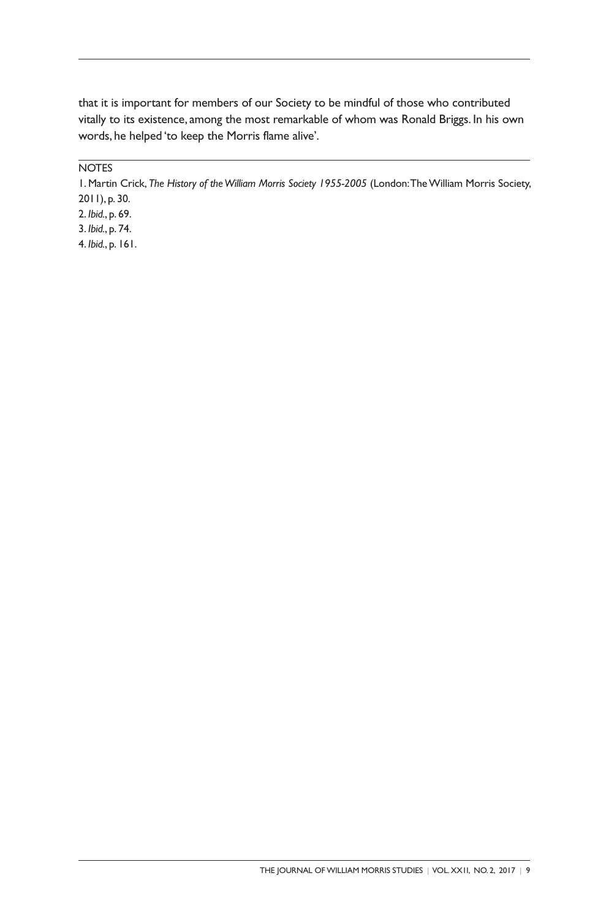that it is important for members of our Society to be mindful of those who contributed vitally to its existence, among the most remarkable of whom was Ronald Briggs. In his own words, he helped 'to keep the Morris flame alive'.

NOTES

1. Martin Crick, *The History of the William Morris Society 1955-2005* (London: The William Morris Society, 2011), p. 30.
2. *Ibid*., p. 69.
3. *Ibid*., p. 74.
4. *Ibid*., p. 161.